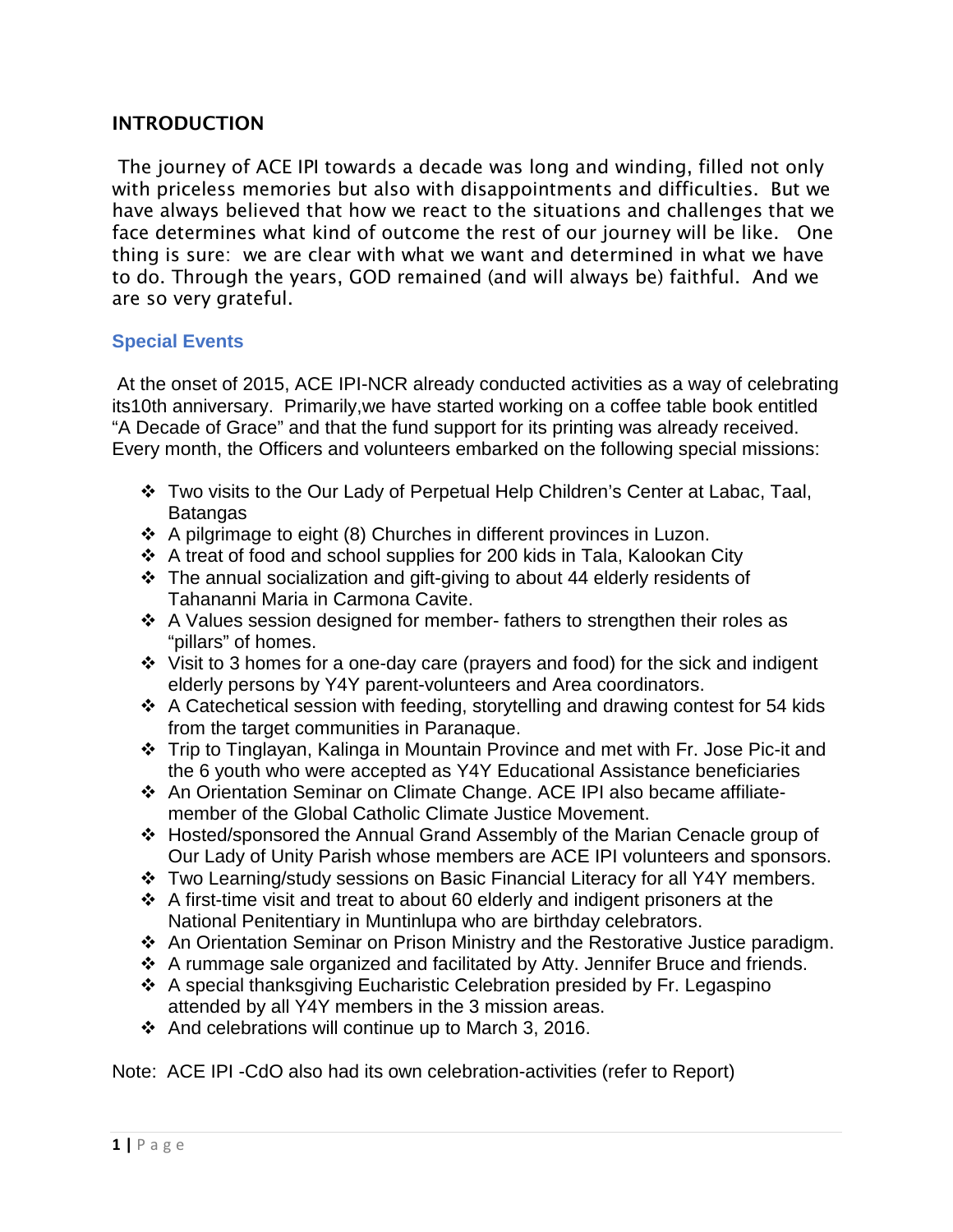## INTRODUCTION

The journey of ACE IPI towards a decade was long and winding, filled not only with priceless memories but also with disappointments and difficulties. But we have always believed that how we react to the situations and challenges that we face determines what kind of outcome the rest of our journey will be like. One thing is sure: we are clear with what we want and determined in what we have to do. Through the years, GOD remained (and will always be) faithful. And we are so very grateful.

### Special Events

At the onset of 2015, ACE IPI-NCR already conducted activities as a way of celebrating its10th anniversary. Primarily,we have started working on a coffee table book entitled "A Decade of Grace" and that the fund support for its printing was already received. Every month, the Officers and volunteers embarked on the following special missions:

- Two visits to the Our Lady of Perpetual Help Children's Center at Labac, Taal, Batangas
- A pilgrimage to eight (8) Churches in different provinces in Luzon.
- A treat of food and school supplies for 200 kids in Tala, Kalookan City
- The annual socialization and gift-giving to about 44 elderly residents of Tahananni Maria in Carmona Cavite.
- A Values session designed for member- fathers to strengthen their roles as "pillars" of homes.
- Visit to 3 homes for a one-day care (prayers and food) for the sick and indigent elderly persons by Y4Y parent-volunteers and Area coordinators.
- A Catechetical session with feeding, storytelling and drawing contest for 54 kids from the target communities in Paranaque.
- Trip to Tinglayan, Kalinga in Mountain Province and met with Fr. Jose Pic-it and the 6 youth who were accepted as Y4Y Educational Assistance beneficiaries
- An Orientation Seminar on Climate Change. ACE IPI also became affiliate-member of the Global Catholic Climate Justice Movement.
- Hosted/sponsored the Annual Grand Assembly of the Marian Cenacle group of Our Lady of Unity Parish whose members are ACE IPI volunteers and sponsors.
- Two Learning/study sessions on Basic Financial Literacy for all Y4Y members.
- A first-time visit and treat to about 60 elderly and indigent prisoners at the National Penitentiary in Muntinlupa who are birthday celebrators.
- An Orientation Seminar on Prison Ministry and the Restorative Justice paradigm.
- A rummage sale organized and facilitated by Atty. Jennifer Bruce and friends.
- A special thanksgiving Eucharistic Celebration presided by Fr. Legaspino attended by all Y4Y members in the 3 mission areas.
- And celebrations will continue up to March 3, 2016.

Note: ACE IPI -CdO also had its own celebration-activities (refer to Report)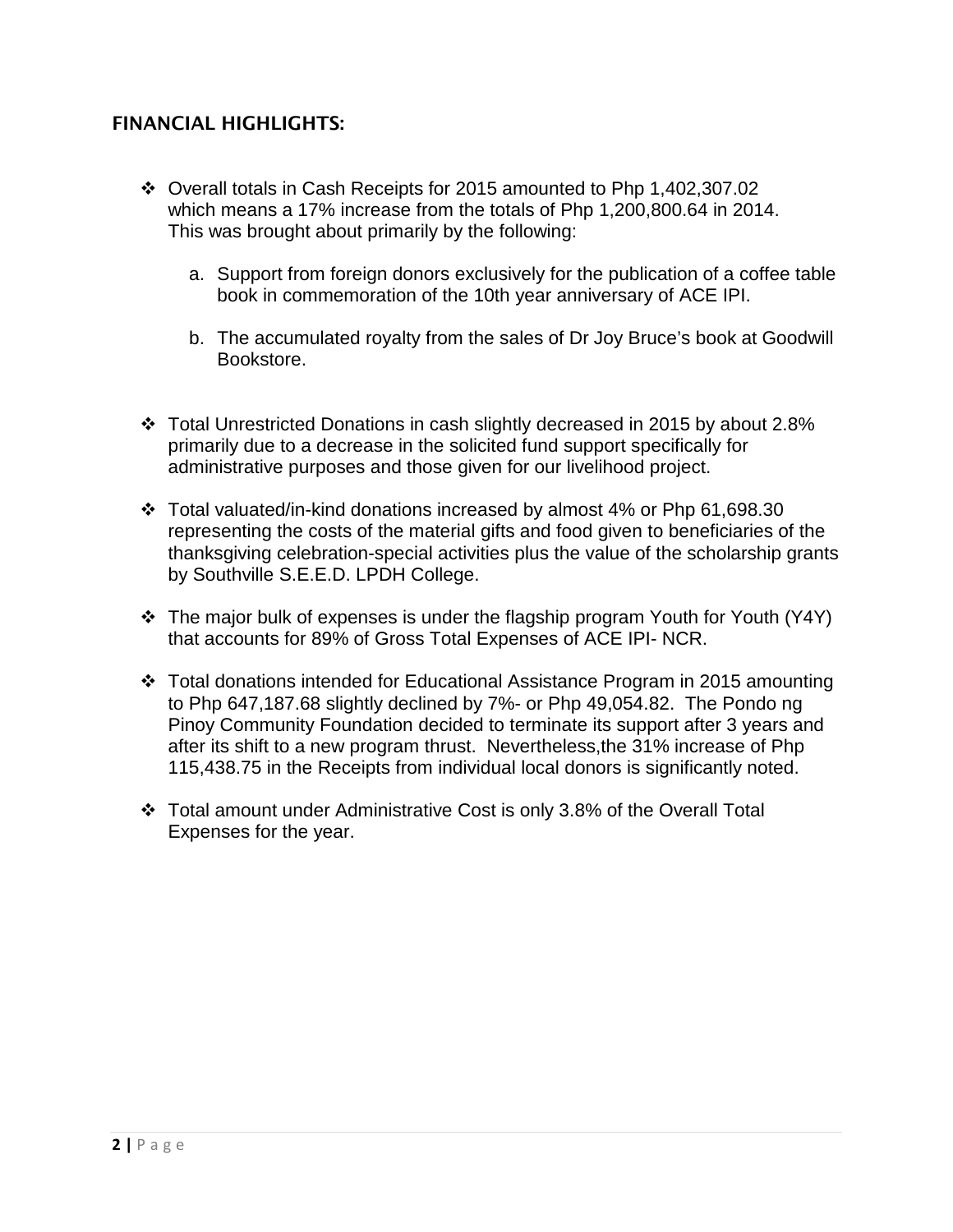## FINANCIAL HIGHLIGHTS:

- Overall totals in Cash Receipts for 2015 amounted to Php 1,402,307.02 which means a 17% increase from the totals of Php 1,200,800.64 in 2014. This was brought about primarily by the following:

    a. Support from foreign donors exclusively for the publication of a coffee table book in commemoration of the 10th year anniversary of ACE IPI.

    b. The accumulated royalty from the sales of Dr Joy Bruce's book at Goodwill Bookstore.

- Total Unrestricted Donations in cash slightly decreased in 2015 by about 2.8% primarily due to a decrease in the solicited fund support specifically for administrative purposes and those given for our livelihood project.

- Total valuated/in-kind donations increased by almost 4% or Php 61,698.30 representing the costs of the material gifts and food given to beneficiaries of the thanksgiving celebration-special activities plus the value of the scholarship grants by Southville S.E.E.D. LPDH College.

- The major bulk of expenses is under the flagship program Youth for Youth (Y4Y) that accounts for 89% of Gross Total Expenses of ACE IPI- NCR.

- Total donations intended for Educational Assistance Program in 2015 amounting to Php 647,187.68 slightly declined by 7%- or Php 49,054.82. The Pondo ng Pinoy Community Foundation decided to terminate its support after 3 years and after its shift to a new program thrust. Nevertheless,the 31% increase of Php 115,438.75 in the Receipts from individual local donors is significantly noted.

- Total amount under Administrative Cost is only 3.8% of the Overall Total Expenses for the year.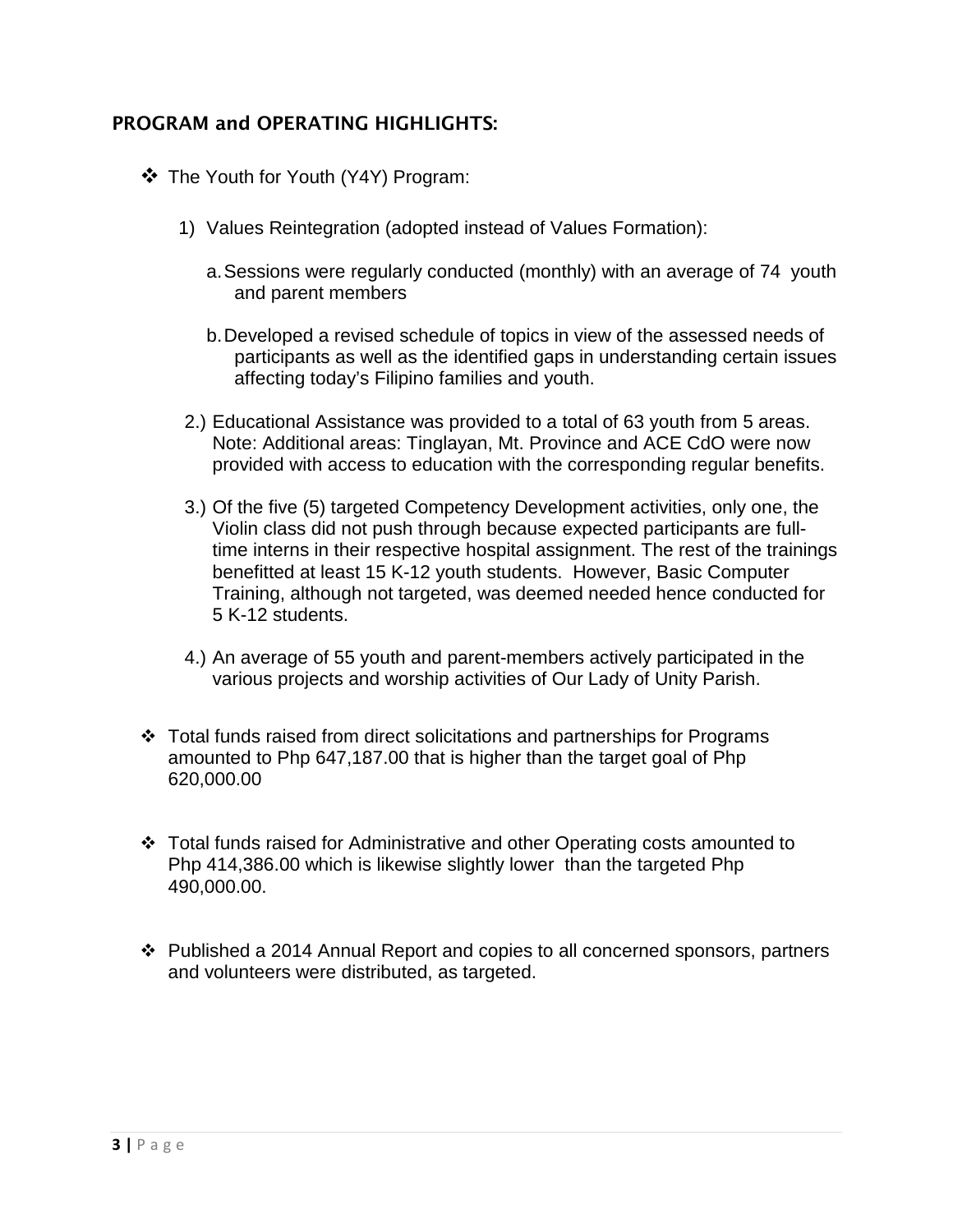## PROGRAM and OPERATING HIGHLIGHTS:

- The Youth for Youth (Y4Y) Program:

  1) Values Reintegration (adopted instead of Values Formation):

     a. Sessions were regularly conducted (monthly) with an average of 74 youth and parent members

     b. Developed a revised schedule of topics in view of the assessed needs of participants as well as the identified gaps in understanding certain issues affecting today's Filipino families and youth.

  2.) Educational Assistance was provided to a total of 63 youth from 5 areas. Note: Additional areas: Tinglayan, Mt. Province and ACE CdO were now provided with access to education with the corresponding regular benefits.

  3.) Of the five (5) targeted Competency Development activities, only one, the Violin class did not push through because expected participants are full-time interns in their respective hospital assignment. The rest of the trainings benefitted at least 15 K-12 youth students. However, Basic Computer Training, although not targeted, was deemed needed hence conducted for 5 K-12 students.

  4.) An average of 55 youth and parent-members actively participated in the various projects and worship activities of Our Lady of Unity Parish.

- Total funds raised from direct solicitations and partnerships for Programs amounted to Php 647,187.00 that is higher than the target goal of Php 620,000.00

- Total funds raised for Administrative and other Operating costs amounted to Php 414,386.00 which is likewise slightly lower than the targeted Php 490,000.00.

- Published a 2014 Annual Report and copies to all concerned sponsors, partners and volunteers were distributed, as targeted.